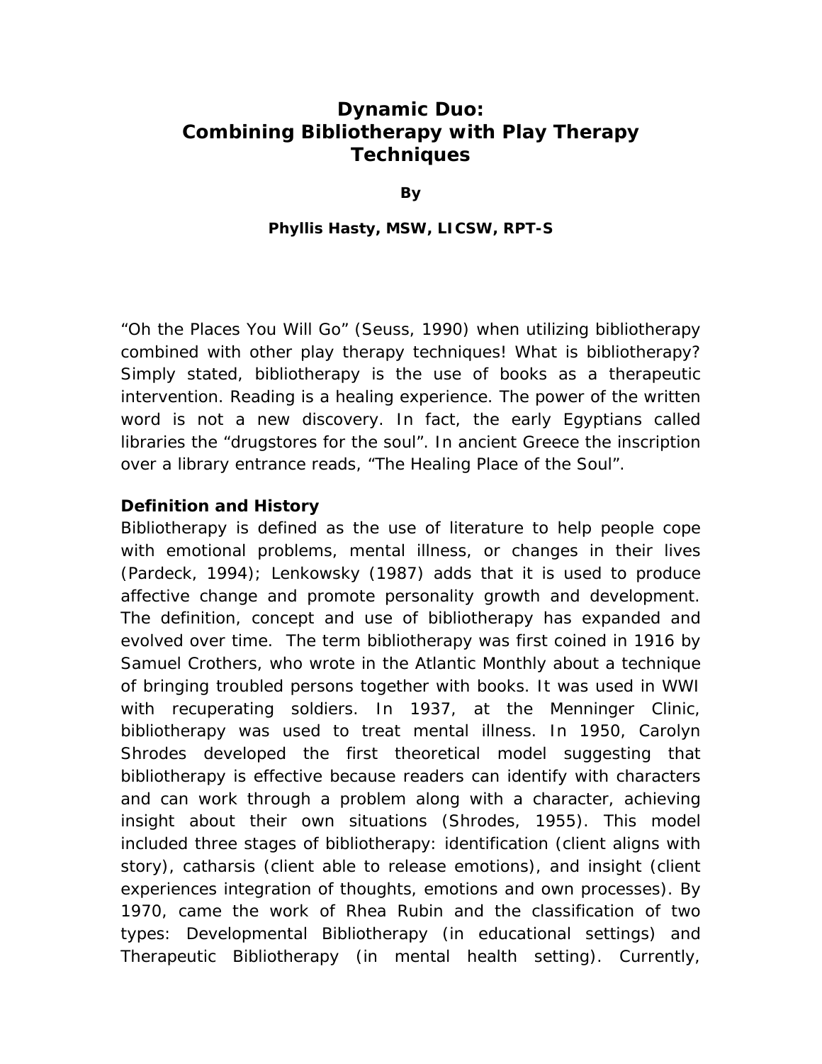# Dynamic Duo: Combining Bibliotherapy with Play Therapy Techniques

**By**

**Phyllis Hasty, MSW, LICSW, RPT-S**

"Oh the Places You Will Go" (Seuss, 1990) when utilizing bibliotherapy combined with other play therapy techniques! What is bibliotherapy? Simply stated, bibliotherapy is the use of books as a therapeutic intervention. Reading is a healing experience. The power of the written word is not a new discovery. In fact, the early Egyptians called libraries the "drugstores for the soul". In ancient Greece the inscription over a library entrance reads, "The Healing Place of the Soul".

**Definition and History**

Bibliotherapy is defined as the use of literature to help people cope with emotional problems, mental illness, or changes in their lives (Pardeck, 1994); Lenkowsky (1987) adds that it is used to produce affective change and promote personality growth and development. The definition, concept and use of bibliotherapy has expanded and evolved over time. The term bibliotherapy was first coined in 1916 by Samuel Crothers, who wrote in the Atlantic Monthly about a technique of bringing troubled persons together with books. It was used in WWI with recuperating soldiers. In 1937, at the Menninger Clinic, bibliotherapy was used to treat mental illness. In 1950, Carolyn Shrodes developed the first theoretical model suggesting that bibliotherapy is effective because readers can identify with characters and can work through a problem along with a character, achieving insight about their own situations (Shrodes, 1955). This model included three stages of bibliotherapy: identification (client aligns with story), catharsis (client able to release emotions), and insight (client experiences integration of thoughts, emotions and own processes). By 1970, came the work of Rhea Rubin and the classification of two types: Developmental Bibliotherapy (in educational settings) and Therapeutic Bibliotherapy (in mental health setting). Currently,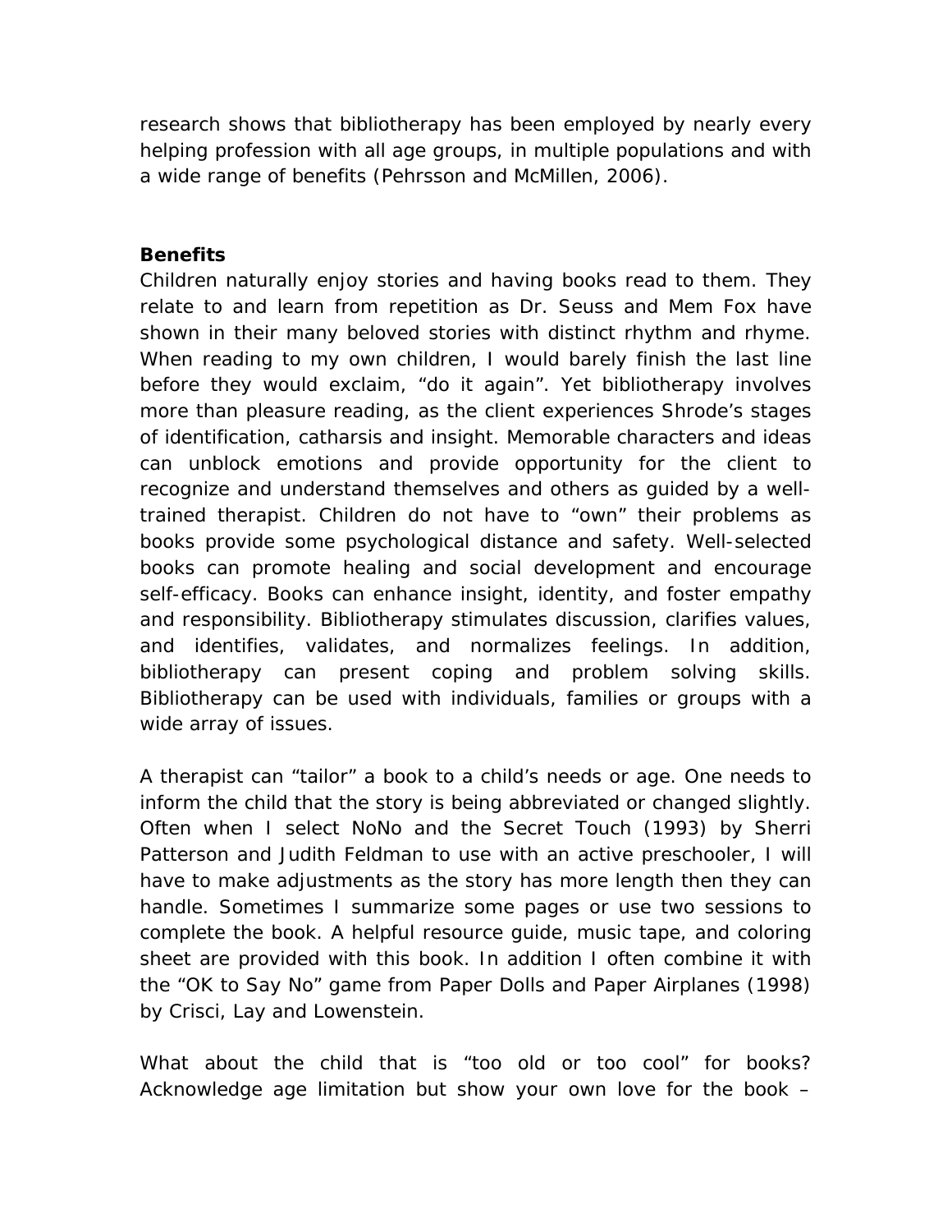research shows that bibliotherapy has been employed by nearly every helping profession with all age groups, in multiple populations and with a wide range of benefits (Pehrsson and McMillen, 2006).

**Benefits**

Children naturally enjoy stories and having books read to them. They relate to and learn from repetition as Dr. Seuss and Mem Fox have shown in their many beloved stories with distinct rhythm and rhyme. When reading to my own children, I would barely finish the last line before they would exclaim, "do it again". Yet bibliotherapy involves more than pleasure reading, as the client experiences Shrode's stages of identification, catharsis and insight. Memorable characters and ideas can unblock emotions and provide opportunity for the client to recognize and understand themselves and others as guided by a well-trained therapist. Children do not have to "own" their problems as books provide some psychological distance and safety. Well-selected books can promote healing and social development and encourage self-efficacy. Books can enhance insight, identity, and foster empathy and responsibility. Bibliotherapy stimulates discussion, clarifies values, and identifies, validates, and normalizes feelings. In addition, bibliotherapy can present coping and problem solving skills. Bibliotherapy can be used with individuals, families or groups with a wide array of issues.

A therapist can "tailor" a book to a child's needs or age. One needs to inform the child that the story is being abbreviated or changed slightly. Often when I select NoNo and the Secret Touch (1993) by Sherri Patterson and Judith Feldman to use with an active preschooler, I will have to make adjustments as the story has more length then they can handle. Sometimes I summarize some pages or use two sessions to complete the book. A helpful resource guide, music tape, and coloring sheet are provided with this book. In addition I often combine it with the "OK to Say No" game from Paper Dolls and Paper Airplanes (1998) by Crisci, Lay and Lowenstein.

What about the child that is "too old or too cool" for books? Acknowledge age limitation but show your own love for the book –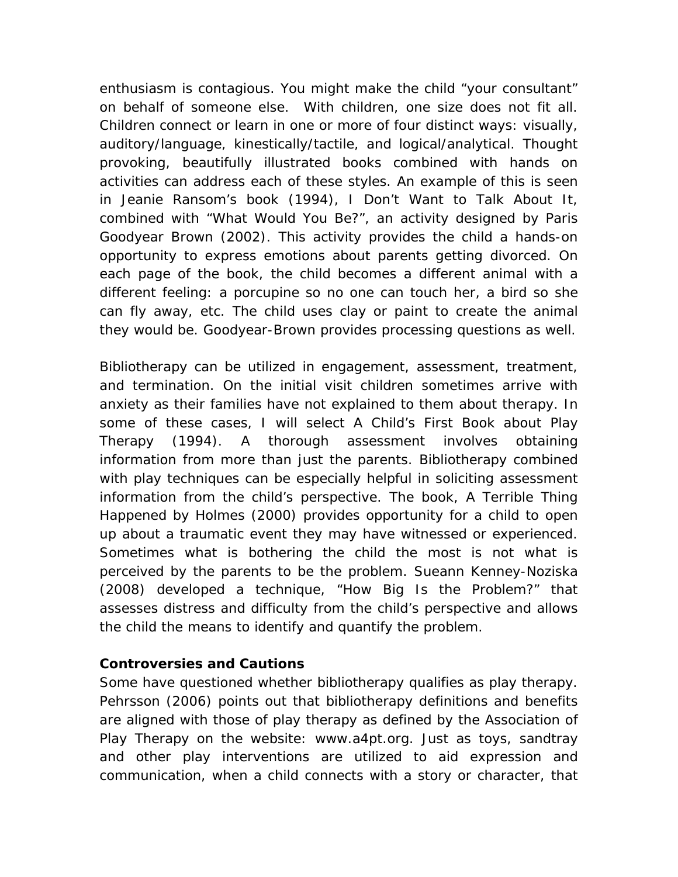enthusiasm is contagious. You might make the child "your consultant" on behalf of someone else. With children, one size does not fit all. Children connect or learn in one or more of four distinct ways: visually, auditory/language, kinestically/tactile, and logical/analytical. Thought provoking, beautifully illustrated books combined with hands on activities can address each of these styles. An example of this is seen in Jeanie Ransom's book (1994), I Don't Want to Talk About It, combined with "What Would You Be?", an activity designed by Paris Goodyear Brown (2002). This activity provides the child a hands-on opportunity to express emotions about parents getting divorced. On each page of the book, the child becomes a different animal with a different feeling: a porcupine so no one can touch her, a bird so she can fly away, etc. The child uses clay or paint to create the animal they would be. Goodyear-Brown provides processing questions as well.

Bibliotherapy can be utilized in engagement, assessment, treatment, and termination. On the initial visit children sometimes arrive with anxiety as their families have not explained to them about therapy. In some of these cases, I will select A Child's First Book about Play Therapy (1994). A thorough assessment involves obtaining information from more than just the parents. Bibliotherapy combined with play techniques can be especially helpful in soliciting assessment information from the child's perspective. The book, A Terrible Thing Happened by Holmes (2000) provides opportunity for a child to open up about a traumatic event they may have witnessed or experienced. Sometimes what is bothering the child the most is not what is perceived by the parents to be the problem. Sueann Kenney-Noziska (2008) developed a technique, "How Big Is the Problem?" that assesses distress and difficulty from the child's perspective and allows the child the means to identify and quantify the problem.

**Controversies and Cautions**

Some have questioned whether bibliotherapy qualifies as play therapy. Pehrsson (2006) points out that bibliotherapy definitions and benefits are aligned with those of play therapy as defined by the Association of Play Therapy on the website: www.a4pt.org. Just as toys, sandtray and other play interventions are utilized to aid expression and communication, when a child connects with a story or character, that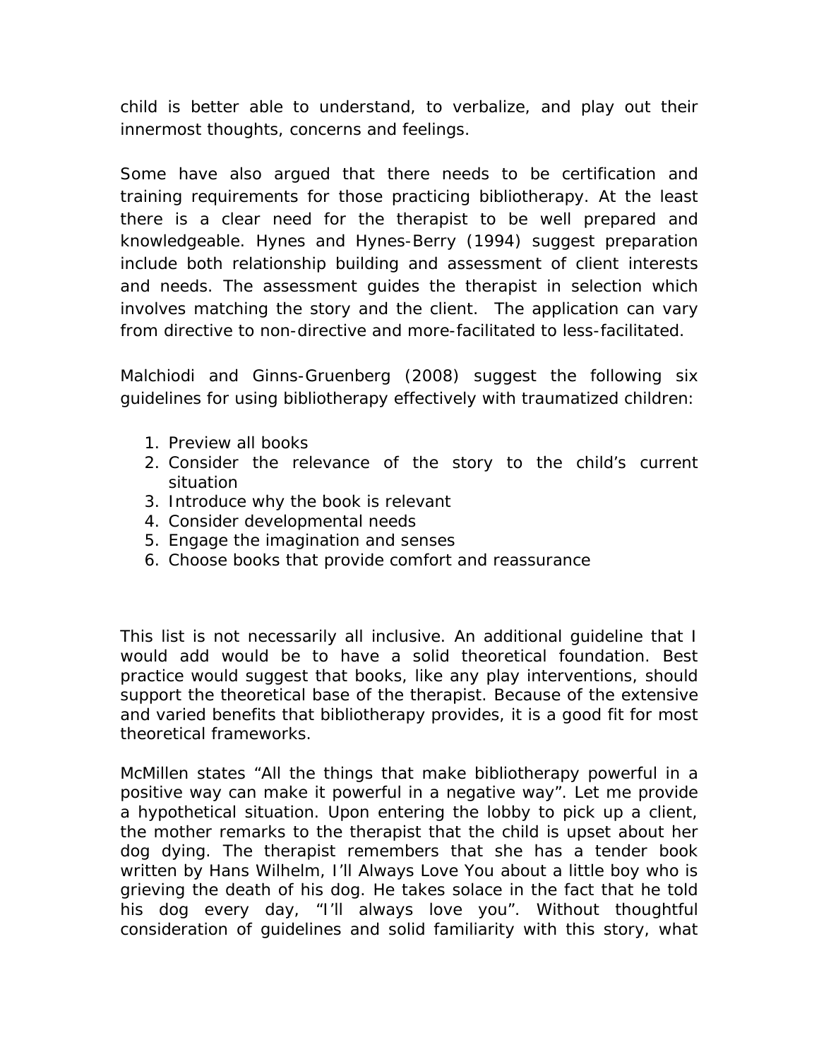child is better able to understand, to verbalize, and play out their innermost thoughts, concerns and feelings.

Some have also argued that there needs to be certification and training requirements for those practicing bibliotherapy. At the least there is a clear need for the therapist to be well prepared and knowledgeable. Hynes and Hynes-Berry (1994) suggest preparation include both relationship building and assessment of client interests and needs. The assessment guides the therapist in selection which involves matching the story and the client. The application can vary from directive to non-directive and more-facilitated to less-facilitated.

Malchiodi and Ginns-Gruenberg (2008) suggest the following six guidelines for using bibliotherapy effectively with traumatized children:

1. Preview all books
2. Consider the relevance of the story to the child's current situation
3. Introduce why the book is relevant
4. Consider developmental needs
5. Engage the imagination and senses
6. Choose books that provide comfort and reassurance

This list is not necessarily all inclusive. An additional guideline that I would add would be to have a solid theoretical foundation. Best practice would suggest that books, like any play interventions, should support the theoretical base of the therapist. Because of the extensive and varied benefits that bibliotherapy provides, it is a good fit for most theoretical frameworks.

McMillen states "All the things that make bibliotherapy powerful in a positive way can make it powerful in a negative way". Let me provide a hypothetical situation. Upon entering the lobby to pick up a client, the mother remarks to the therapist that the child is upset about her dog dying. The therapist remembers that she has a tender book written by Hans Wilhelm, I'll Always Love You about a little boy who is grieving the death of his dog. He takes solace in the fact that he told his dog every day, "I'll always love you". Without thoughtful consideration of guidelines and solid familiarity with this story, what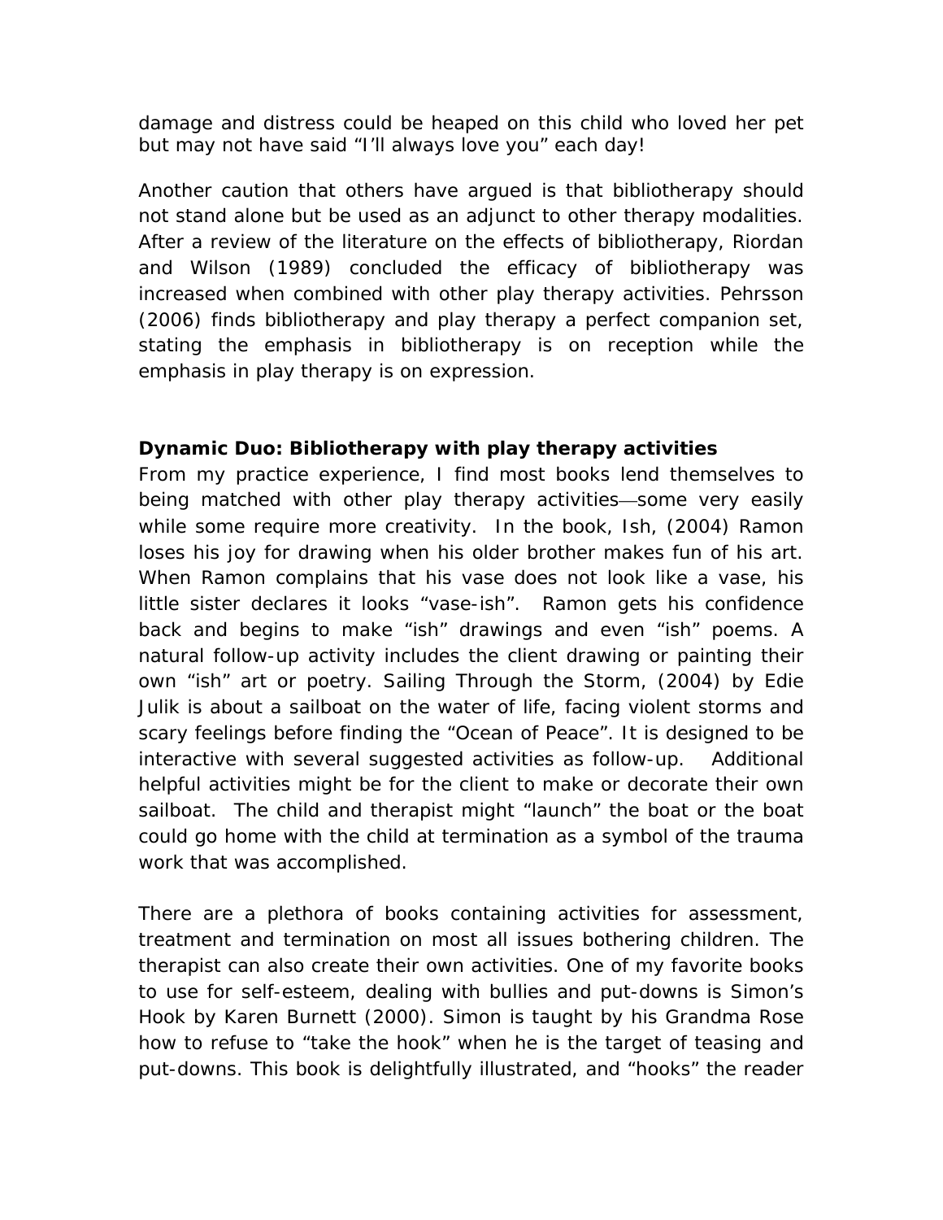damage and distress could be heaped on this child who loved her pet but may not have said "I'll always love you" each day!

Another caution that others have argued is that bibliotherapy should not stand alone but be used as an adjunct to other therapy modalities. After a review of the literature on the effects of bibliotherapy, Riordan and Wilson (1989) concluded the efficacy of bibliotherapy was increased when combined with other play therapy activities. Pehrsson (2006) finds bibliotherapy and play therapy a perfect companion set, stating the emphasis in bibliotherapy is on reception while the emphasis in play therapy is on expression.

**Dynamic Duo: Bibliotherapy with play therapy activities**

From my practice experience, I find most books lend themselves to being matched with other play therapy activities—some very easily while some require more creativity. In the book, Ish, (2004) Ramon loses his joy for drawing when his older brother makes fun of his art. When Ramon complains that his vase does not look like a vase, his little sister declares it looks "vase-ish". Ramon gets his confidence back and begins to make "ish" drawings and even "ish" poems. A natural follow-up activity includes the client drawing or painting their own "ish" art or poetry. Sailing Through the Storm, (2004) by Edie Julik is about a sailboat on the water of life, facing violent storms and scary feelings before finding the "Ocean of Peace". It is designed to be interactive with several suggested activities as follow-up. Additional helpful activities might be for the client to make or decorate their own sailboat. The child and therapist might "launch" the boat or the boat could go home with the child at termination as a symbol of the trauma work that was accomplished.

There are a plethora of books containing activities for assessment, treatment and termination on most all issues bothering children. The therapist can also create their own activities. One of my favorite books to use for self-esteem, dealing with bullies and put-downs is Simon's Hook by Karen Burnett (2000). Simon is taught by his Grandma Rose how to refuse to "take the hook" when he is the target of teasing and put-downs. This book is delightfully illustrated, and "hooks" the reader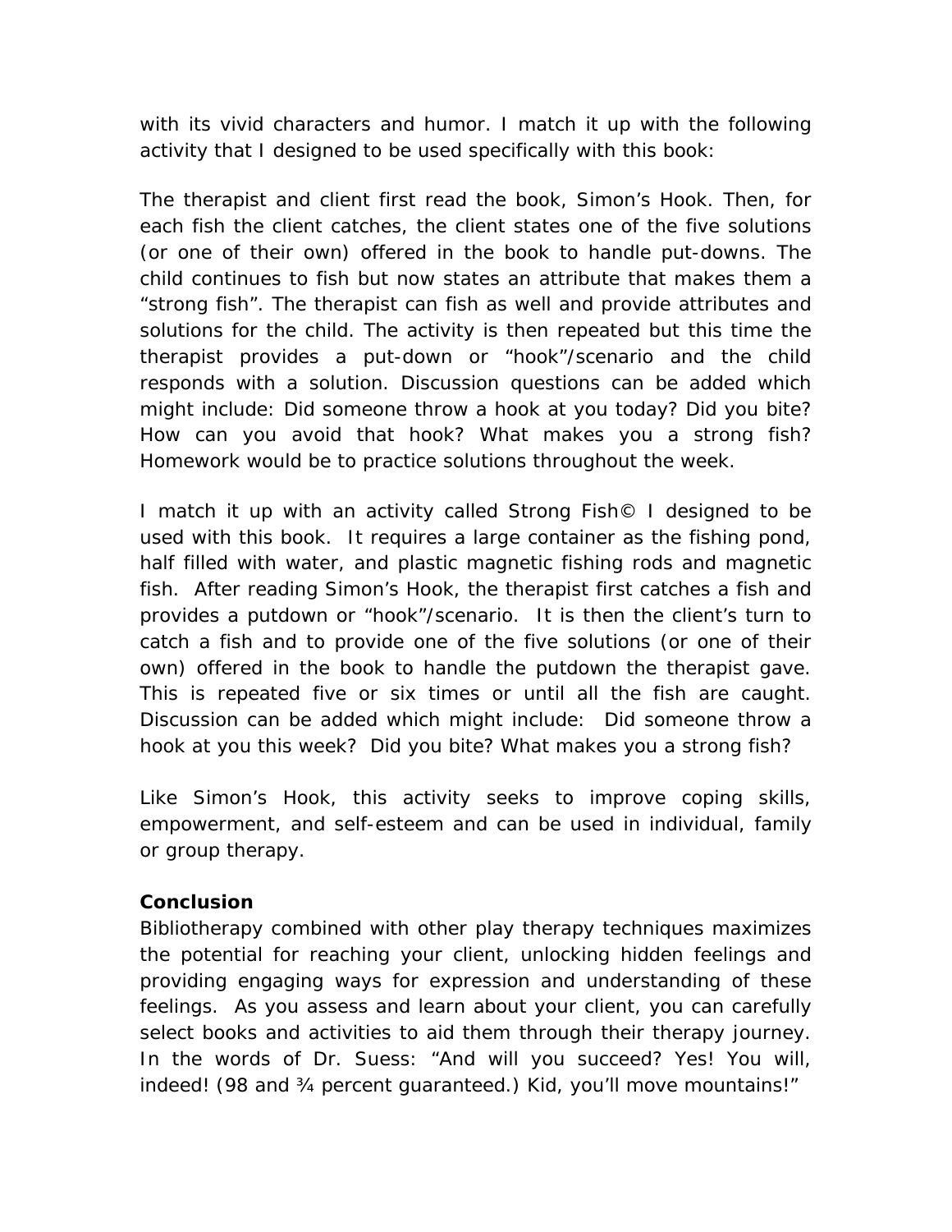with its vivid characters and humor. I match it up with the following activity that I designed to be used specifically with this book:

The therapist and client first read the book, Simon's Hook. Then, for each fish the client catches, the client states one of the five solutions (or one of their own) offered in the book to handle put-downs. The child continues to fish but now states an attribute that makes them a "strong fish". The therapist can fish as well and provide attributes and solutions for the child. The activity is then repeated but this time the therapist provides a put-down or "hook"/scenario and the child responds with a solution. Discussion questions can be added which might include: Did someone throw a hook at you today? Did you bite? How can you avoid that hook? What makes you a strong fish? Homework would be to practice solutions throughout the week.

I match it up with an activity called Strong Fish© I designed to be used with this book. It requires a large container as the fishing pond, half filled with water, and plastic magnetic fishing rods and magnetic fish. After reading Simon's Hook, the therapist first catches a fish and provides a putdown or "hook"/scenario. It is then the client's turn to catch a fish and to provide one of the five solutions (or one of their own) offered in the book to handle the putdown the therapist gave. This is repeated five or six times or until all the fish are caught. Discussion can be added which might include: Did someone throw a hook at you this week? Did you bite? What makes you a strong fish?

Like Simon's Hook, this activity seeks to improve coping skills, empowerment, and self-esteem and can be used in individual, family or group therapy.

**Conclusion**

Bibliotherapy combined with other play therapy techniques maximizes the potential for reaching your client, unlocking hidden feelings and providing engaging ways for expression and understanding of these feelings. As you assess and learn about your client, you can carefully select books and activities to aid them through their therapy journey. In the words of Dr. Suess: "And will you succeed? Yes! You will, indeed! (98 and ¾ percent guaranteed.) Kid, you'll move mountains!"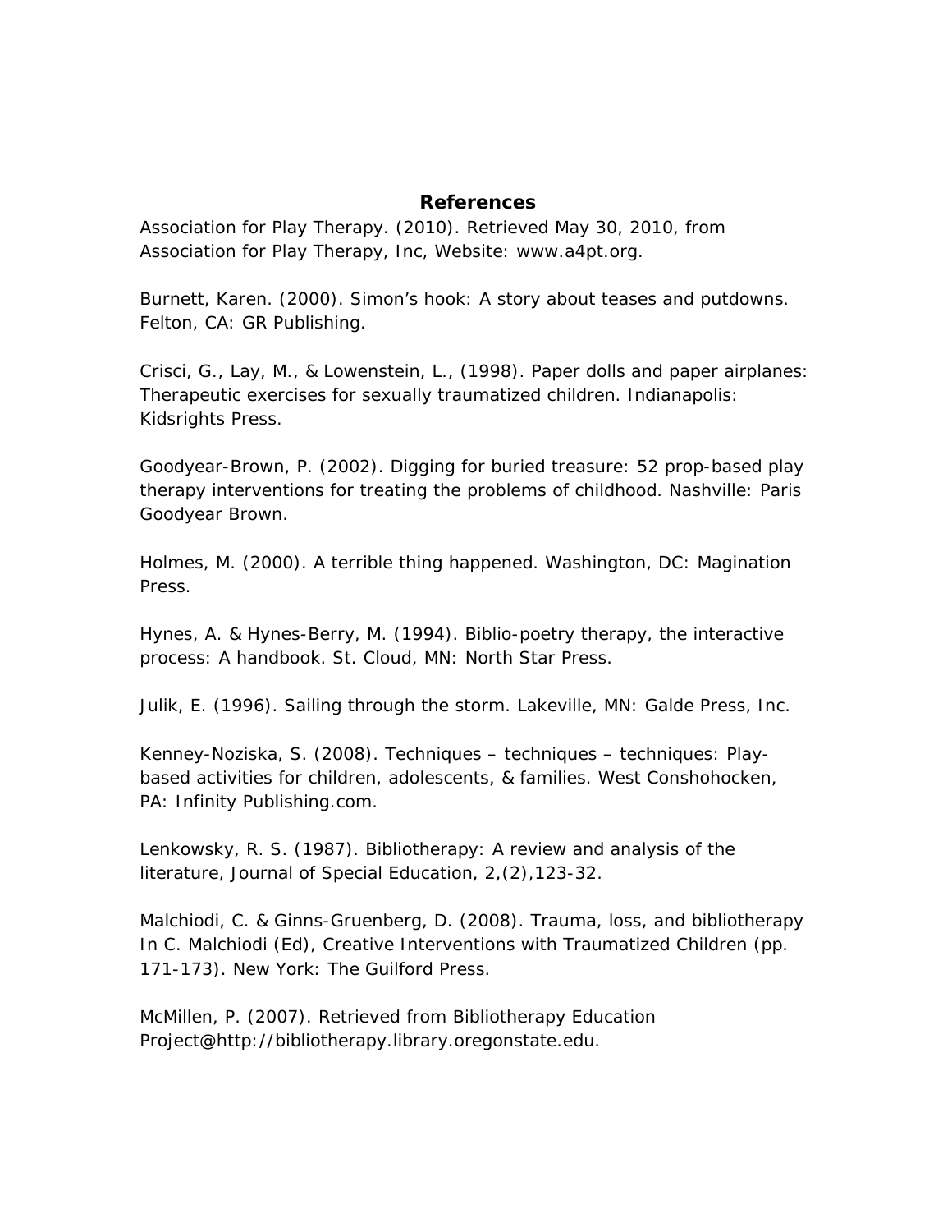## References

Association for Play Therapy. (2010). Retrieved May 30, 2010, from Association for Play Therapy, Inc, Website: www.a4pt.org.

Burnett, Karen. (2000). Simon's hook: A story about teases and putdowns. Felton, CA: GR Publishing.

Crisci, G., Lay, M., & Lowenstein, L., (1998). Paper dolls and paper airplanes: Therapeutic exercises for sexually traumatized children. Indianapolis: Kidsrights Press.

Goodyear-Brown, P. (2002). Digging for buried treasure: 52 prop-based play therapy interventions for treating the problems of childhood. Nashville: Paris Goodyear Brown.

Holmes, M. (2000). A terrible thing happened. Washington, DC: Magination Press.

Hynes, A. & Hynes-Berry, M. (1994). Biblio-poetry therapy, the interactive process: A handbook. St. Cloud, MN: North Star Press.

Julik, E. (1996). Sailing through the storm. Lakeville, MN: Galde Press, Inc.

Kenney-Noziska, S. (2008). Techniques – techniques – techniques: Play-based activities for children, adolescents, & families. West Conshohocken, PA: Infinity Publishing.com.

Lenkowsky, R. S. (1987). Bibliotherapy: A review and analysis of the literature, Journal of Special Education, 2,(2),123-32.

Malchiodi, C. & Ginns-Gruenberg, D. (2008). Trauma, loss, and bibliotherapy In C. Malchiodi (Ed), Creative Interventions with Traumatized Children (pp. 171-173). New York: The Guilford Press.

McMillen, P. (2007). Retrieved from Bibliotherapy Education Project@http://bibliotherapy.library.oregonstate.edu.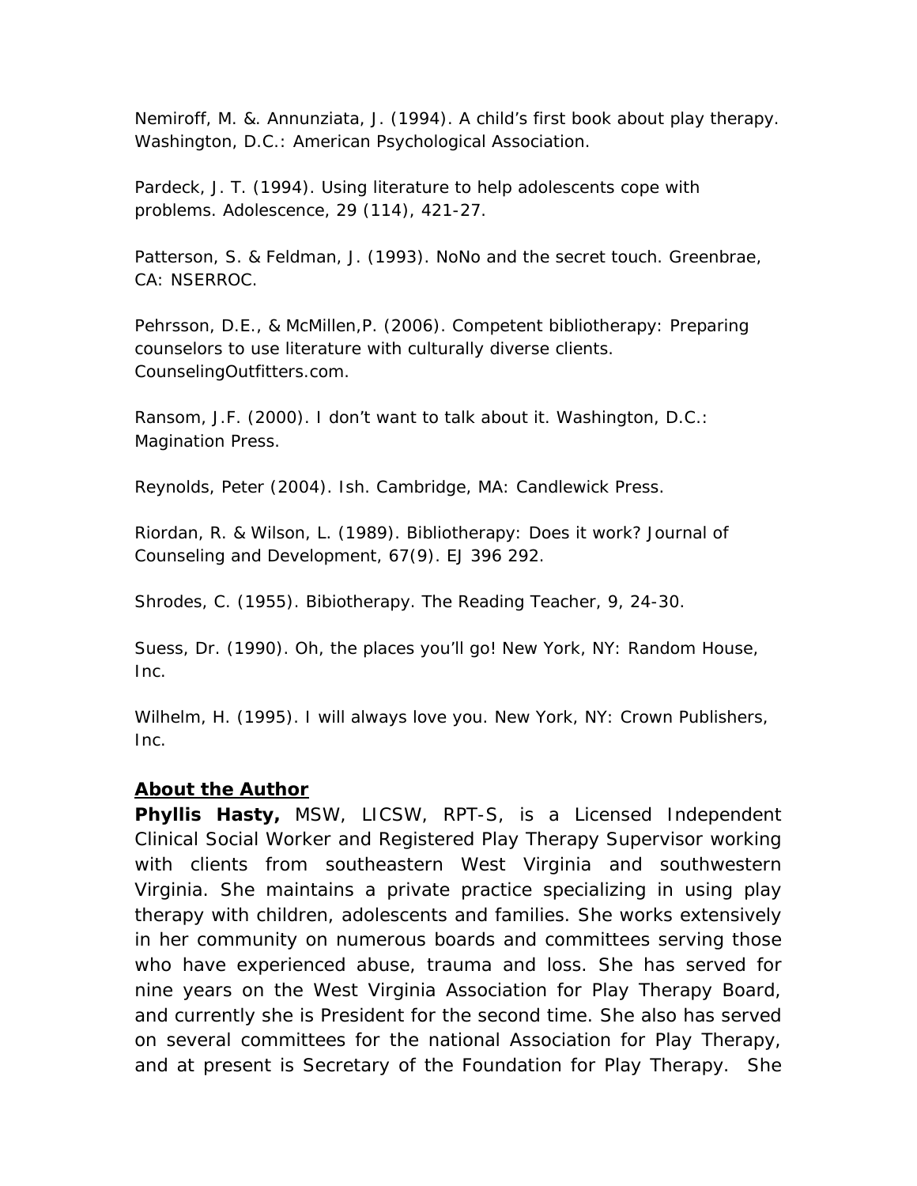Nemiroff, M. &. Annunziata, J. (1994). A child's first book about play therapy. Washington, D.C.: American Psychological Association.

Pardeck, J. T. (1994). Using literature to help adolescents cope with problems. Adolescence, 29 (114), 421-27.

Patterson, S. & Feldman, J. (1993). NoNo and the secret touch. Greenbrae, CA: NSERROC.

Pehrsson, D.E., & McMillen,P. (2006). Competent bibliotherapy: Preparing counselors to use literature with culturally diverse clients. CounselingOutfitters.com.

Ransom, J.F. (2000). I don't want to talk about it. Washington, D.C.: Magination Press.

Reynolds, Peter (2004). Ish. Cambridge, MA: Candlewick Press.

Riordan, R. & Wilson, L. (1989). Bibliotherapy: Does it work? Journal of Counseling and Development, 67(9). EJ 396 292.

Shrodes, C. (1955). Bibiotherapy. The Reading Teacher, 9, 24-30.

Suess, Dr. (1990). Oh, the places you'll go! New York, NY: Random House, Inc.

Wilhelm, H. (1995). I will always love you. New York, NY: Crown Publishers, Inc.

## About the Author

**Phyllis Hasty,** MSW, LICSW, RPT-S, is a Licensed Independent Clinical Social Worker and Registered Play Therapy Supervisor working with clients from southeastern West Virginia and southwestern Virginia. She maintains a private practice specializing in using play therapy with children, adolescents and families. She works extensively in her community on numerous boards and committees serving those who have experienced abuse, trauma and loss. She has served for nine years on the West Virginia Association for Play Therapy Board, and currently she is President for the second time. She also has served on several committees for the national Association for Play Therapy, and at present is Secretary of the Foundation for Play Therapy. She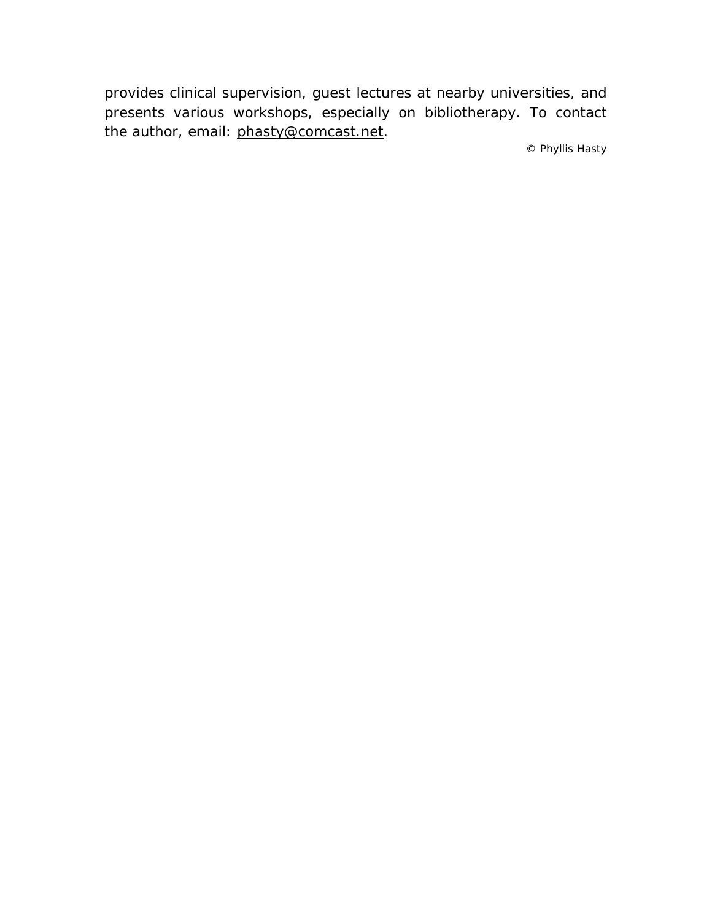provides clinical supervision, guest lectures at nearby universities, and presents various workshops, especially on bibliotherapy. To contact the author, email: phasty@comcast.net.

© Phyllis Hasty